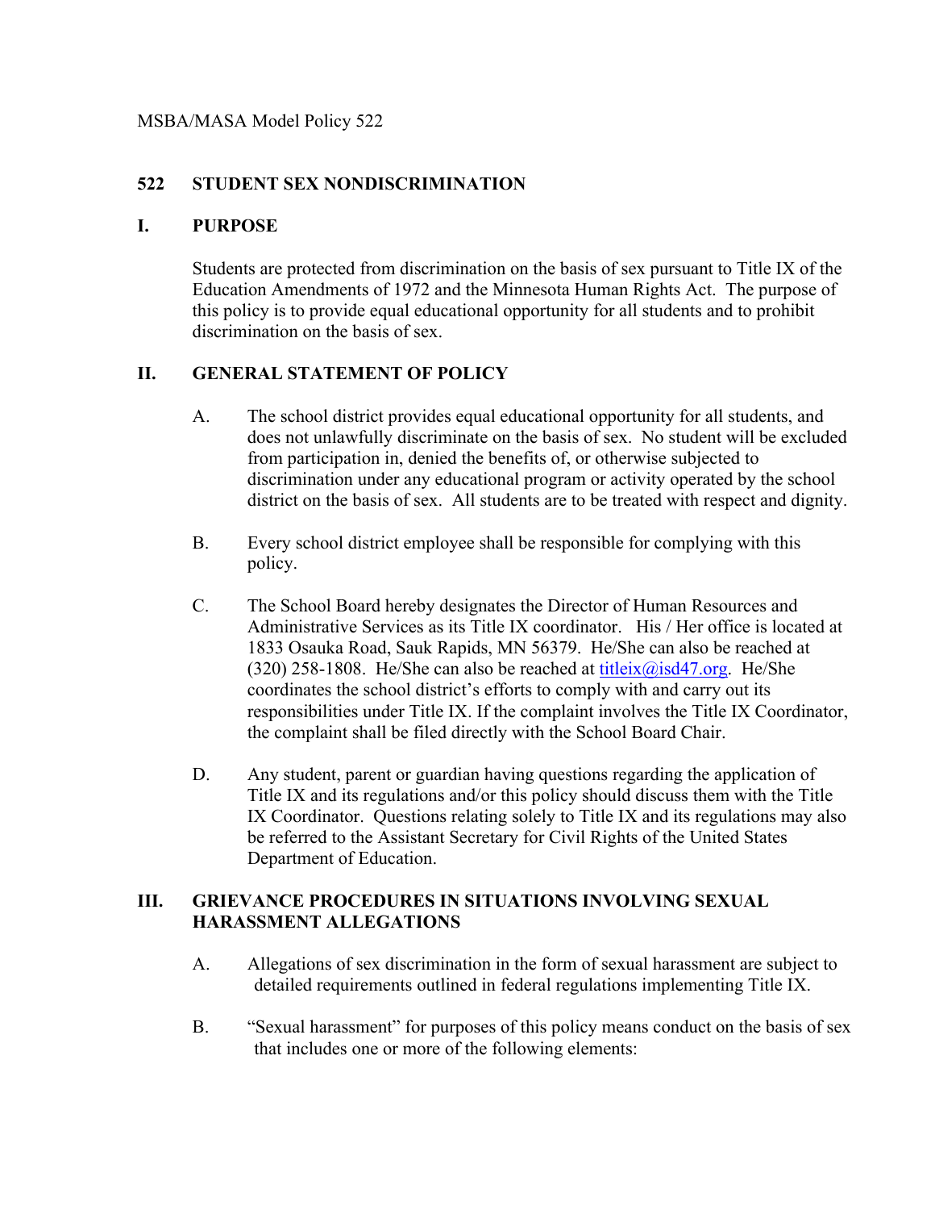MSBA/MASA Model Policy 522

# 522 STUDENT SEX NONDISCRIMINATION

## I. PURPOSE

Students are protected from discrimination on the basis of sex pursuant to Title IX of the Education Amendments of 1972 and the Minnesota Human Rights Act. The purpose of this policy is to provide equal educational opportunity for all students and to prohibit discrimination on the basis of sex.

## II. GENERAL STATEMENT OF POLICY

A. The school district provides equal educational opportunity for all students, and does not unlawfully discriminate on the basis of sex. No student will be excluded from participation in, denied the benefits of, or otherwise subjected to discrimination under any educational program or activity operated by the school district on the basis of sex. All students are to be treated with respect and dignity.

B. Every school district employee shall be responsible for complying with this policy.

C. The School Board hereby designates the Director of Human Resources and Administrative Services as its Title IX coordinator. His / Her office is located at 1833 Osauka Road, Sauk Rapids, MN 56379. He/She can also be reached at (320) 258-1808. He/She can also be reached at titleix@isd47.org. He/She coordinates the school district's efforts to comply with and carry out its responsibilities under Title IX. If the complaint involves the Title IX Coordinator, the complaint shall be filed directly with the School Board Chair.

D. Any student, parent or guardian having questions regarding the application of Title IX and its regulations and/or this policy should discuss them with the Title IX Coordinator. Questions relating solely to Title IX and its regulations may also be referred to the Assistant Secretary for Civil Rights of the United States Department of Education.

## III. GRIEVANCE PROCEDURES IN SITUATIONS INVOLVING SEXUAL HARASSMENT ALLEGATIONS

A. Allegations of sex discrimination in the form of sexual harassment are subject to detailed requirements outlined in federal regulations implementing Title IX.

B. "Sexual harassment" for purposes of this policy means conduct on the basis of sex that includes one or more of the following elements: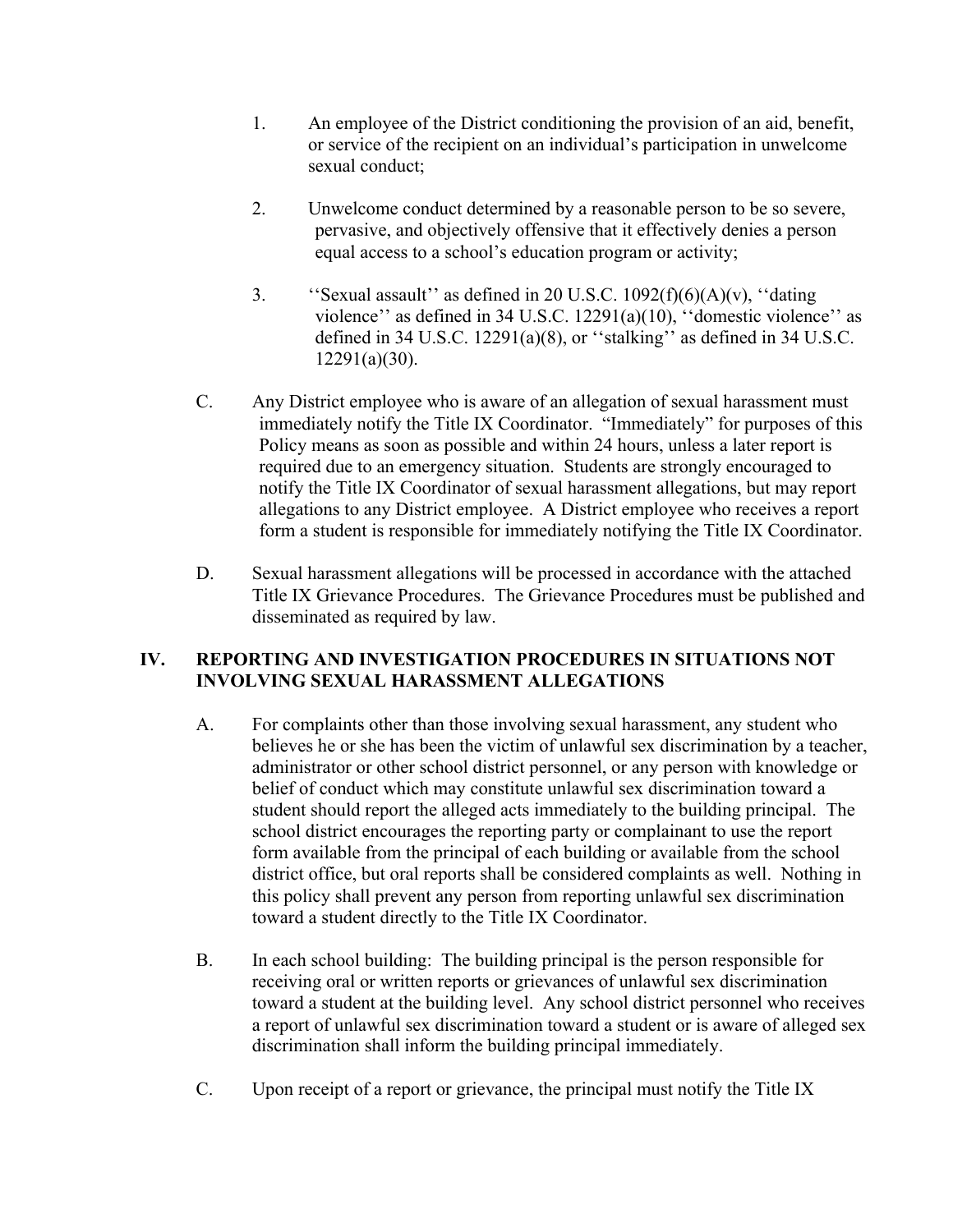1. An employee of the District conditioning the provision of an aid, benefit, or service of the recipient on an individual's participation in unwelcome sexual conduct;

2. Unwelcome conduct determined by a reasonable person to be so severe, pervasive, and objectively offensive that it effectively denies a person equal access to a school's education program or activity;

3. ''Sexual assault'' as defined in 20 U.S.C. 1092(f)(6)(A)(v), ''dating violence'' as defined in 34 U.S.C. 12291(a)(10), ''domestic violence'' as defined in 34 U.S.C. 12291(a)(8), or ''stalking'' as defined in 34 U.S.C. 12291(a)(30).

C. Any District employee who is aware of an allegation of sexual harassment must immediately notify the Title IX Coordinator. "Immediately" for purposes of this Policy means as soon as possible and within 24 hours, unless a later report is required due to an emergency situation. Students are strongly encouraged to notify the Title IX Coordinator of sexual harassment allegations, but may report allegations to any District employee. A District employee who receives a report form a student is responsible for immediately notifying the Title IX Coordinator.

D. Sexual harassment allegations will be processed in accordance with the attached Title IX Grievance Procedures. The Grievance Procedures must be published and disseminated as required by law.

## IV. REPORTING AND INVESTIGATION PROCEDURES IN SITUATIONS NOT INVOLVING SEXUAL HARASSMENT ALLEGATIONS

A. For complaints other than those involving sexual harassment, any student who believes he or she has been the victim of unlawful sex discrimination by a teacher, administrator or other school district personnel, or any person with knowledge or belief of conduct which may constitute unlawful sex discrimination toward a student should report the alleged acts immediately to the building principal. The school district encourages the reporting party or complainant to use the report form available from the principal of each building or available from the school district office, but oral reports shall be considered complaints as well. Nothing in this policy shall prevent any person from reporting unlawful sex discrimination toward a student directly to the Title IX Coordinator.

B. In each school building: The building principal is the person responsible for receiving oral or written reports or grievances of unlawful sex discrimination toward a student at the building level. Any school district personnel who receives a report of unlawful sex discrimination toward a student or is aware of alleged sex discrimination shall inform the building principal immediately.

C. Upon receipt of a report or grievance, the principal must notify the Title IX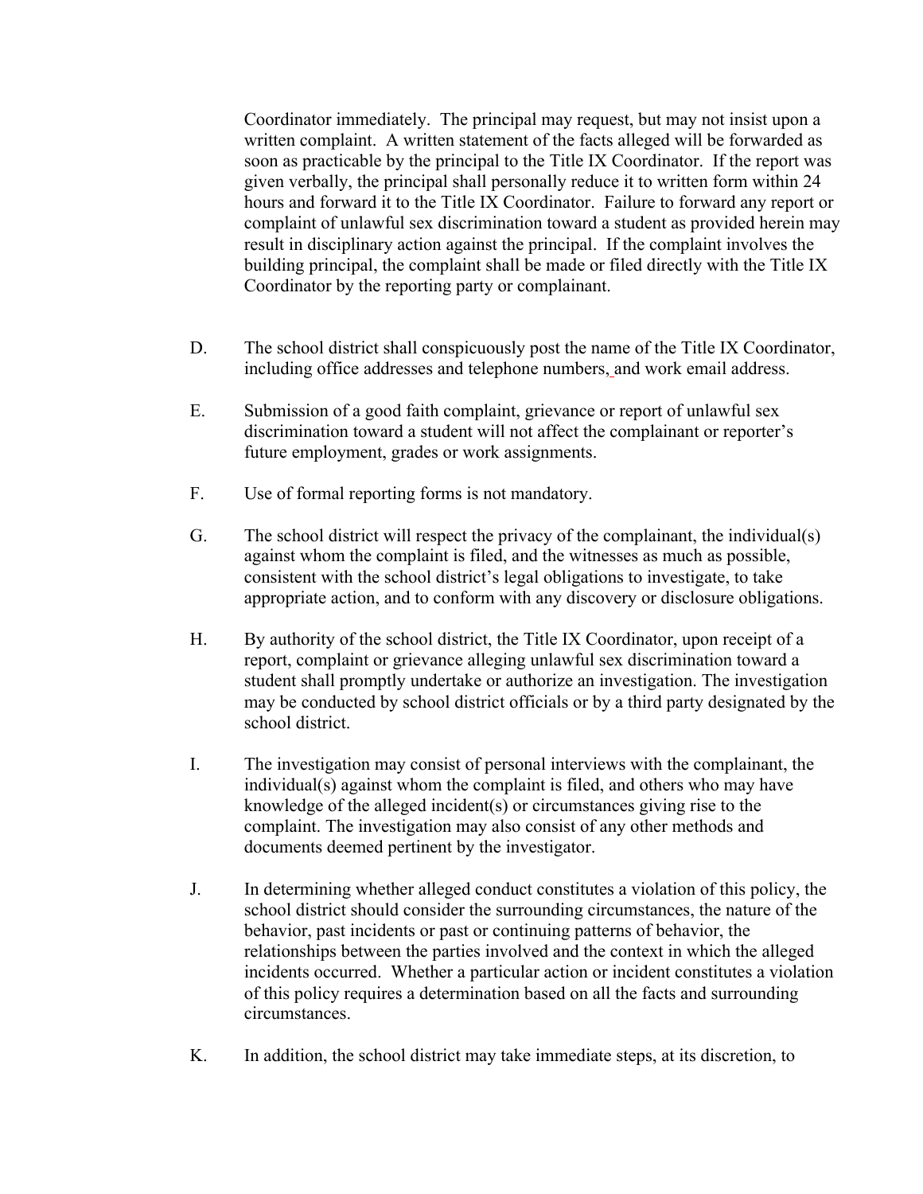Coordinator immediately. The principal may request, but may not insist upon a written complaint. A written statement of the facts alleged will be forwarded as soon as practicable by the principal to the Title IX Coordinator. If the report was given verbally, the principal shall personally reduce it to written form within 24 hours and forward it to the Title IX Coordinator. Failure to forward any report or complaint of unlawful sex discrimination toward a student as provided herein may result in disciplinary action against the principal. If the complaint involves the building principal, the complaint shall be made or filed directly with the Title IX Coordinator by the reporting party or complainant.

D. The school district shall conspicuously post the name of the Title IX Coordinator, including office addresses and telephone numbers, and work email address.

E. Submission of a good faith complaint, grievance or report of unlawful sex discrimination toward a student will not affect the complainant or reporter's future employment, grades or work assignments.

F. Use of formal reporting forms is not mandatory.

G. The school district will respect the privacy of the complainant, the individual(s) against whom the complaint is filed, and the witnesses as much as possible, consistent with the school district's legal obligations to investigate, to take appropriate action, and to conform with any discovery or disclosure obligations.

H. By authority of the school district, the Title IX Coordinator, upon receipt of a report, complaint or grievance alleging unlawful sex discrimination toward a student shall promptly undertake or authorize an investigation. The investigation may be conducted by school district officials or by a third party designated by the school district.

I. The investigation may consist of personal interviews with the complainant, the individual(s) against whom the complaint is filed, and others who may have knowledge of the alleged incident(s) or circumstances giving rise to the complaint. The investigation may also consist of any other methods and documents deemed pertinent by the investigator.

J. In determining whether alleged conduct constitutes a violation of this policy, the school district should consider the surrounding circumstances, the nature of the behavior, past incidents or past or continuing patterns of behavior, the relationships between the parties involved and the context in which the alleged incidents occurred. Whether a particular action or incident constitutes a violation of this policy requires a determination based on all the facts and surrounding circumstances.

K. In addition, the school district may take immediate steps, at its discretion, to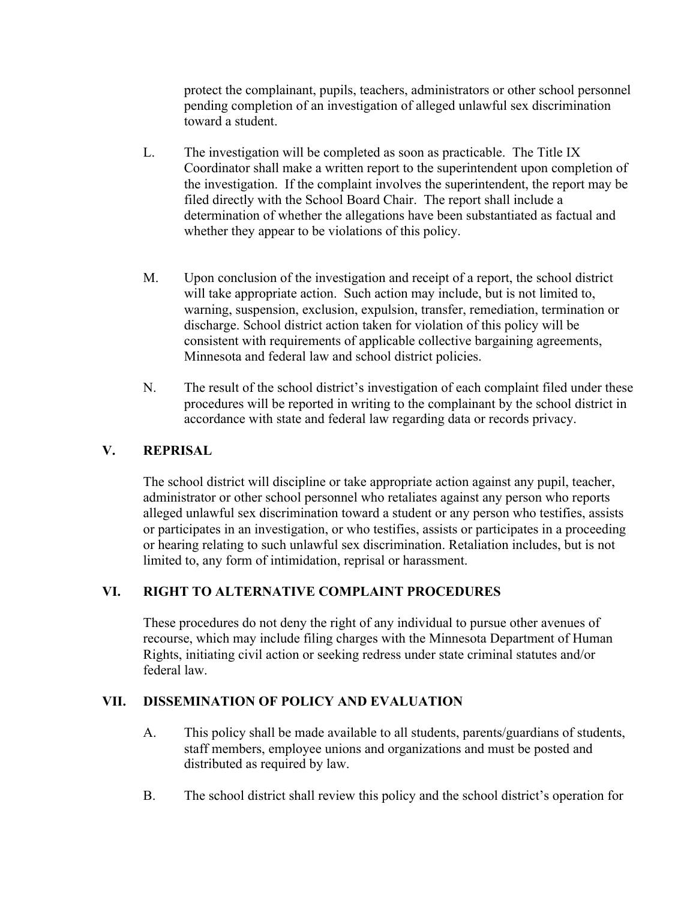protect the complainant, pupils, teachers, administrators or other school personnel pending completion of an investigation of alleged unlawful sex discrimination toward a student.

L. The investigation will be completed as soon as practicable. The Title IX Coordinator shall make a written report to the superintendent upon completion of the investigation. If the complaint involves the superintendent, the report may be filed directly with the School Board Chair. The report shall include a determination of whether the allegations have been substantiated as factual and whether they appear to be violations of this policy.

M. Upon conclusion of the investigation and receipt of a report, the school district will take appropriate action. Such action may include, but is not limited to, warning, suspension, exclusion, expulsion, transfer, remediation, termination or discharge. School district action taken for violation of this policy will be consistent with requirements of applicable collective bargaining agreements, Minnesota and federal law and school district policies.

N. The result of the school district's investigation of each complaint filed under these procedures will be reported in writing to the complainant by the school district in accordance with state and federal law regarding data or records privacy.

## V. REPRISAL

The school district will discipline or take appropriate action against any pupil, teacher, administrator or other school personnel who retaliates against any person who reports alleged unlawful sex discrimination toward a student or any person who testifies, assists or participates in an investigation, or who testifies, assists or participates in a proceeding or hearing relating to such unlawful sex discrimination. Retaliation includes, but is not limited to, any form of intimidation, reprisal or harassment.

## VI. RIGHT TO ALTERNATIVE COMPLAINT PROCEDURES

These procedures do not deny the right of any individual to pursue other avenues of recourse, which may include filing charges with the Minnesota Department of Human Rights, initiating civil action or seeking redress under state criminal statutes and/or federal law.

## VII. DISSEMINATION OF POLICY AND EVALUATION

A. This policy shall be made available to all students, parents/guardians of students, staff members, employee unions and organizations and must be posted and distributed as required by law.

B. The school district shall review this policy and the school district's operation for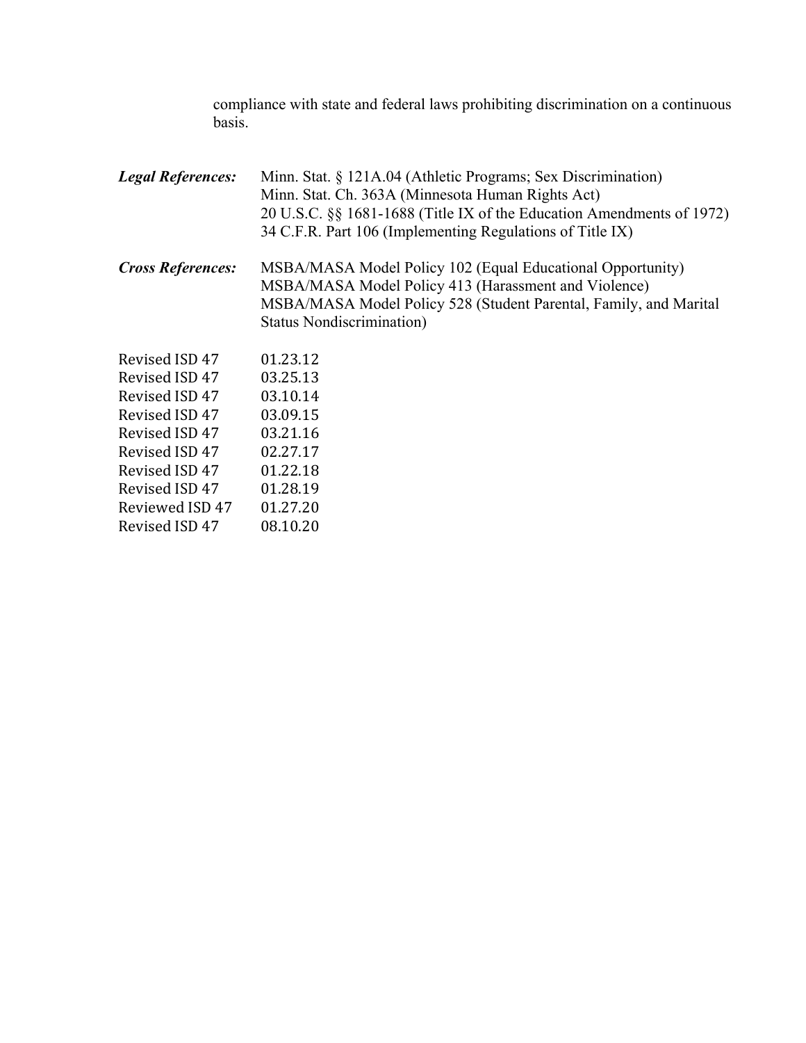compliance with state and federal laws prohibiting discrimination on a continuous basis.

***Legal References:*** Minn. Stat. § 121A.04 (Athletic Programs; Sex Discrimination)
Minn. Stat. Ch. 363A (Minnesota Human Rights Act)
20 U.S.C. §§ 1681-1688 (Title IX of the Education Amendments of 1972)
34 C.F.R. Part 106 (Implementing Regulations of Title IX)

***Cross References:*** MSBA/MASA Model Policy 102 (Equal Educational Opportunity)
MSBA/MASA Model Policy 413 (Harassment and Violence)
MSBA/MASA Model Policy 528 (Student Parental, Family, and Marital Status Nondiscrimination)

| | |
|---|---|
| Revised ISD 47 | 01.23.12 |
| Revised ISD 47 | 03.25.13 |
| Revised ISD 47 | 03.10.14 |
| Revised ISD 47 | 03.09.15 |
| Revised ISD 47 | 03.21.16 |
| Revised ISD 47 | 02.27.17 |
| Revised ISD 47 | 01.22.18 |
| Revised ISD 47 | 01.28.19 |
| Reviewed ISD 47 | 01.27.20 |
| Revised ISD 47 | 08.10.20 |